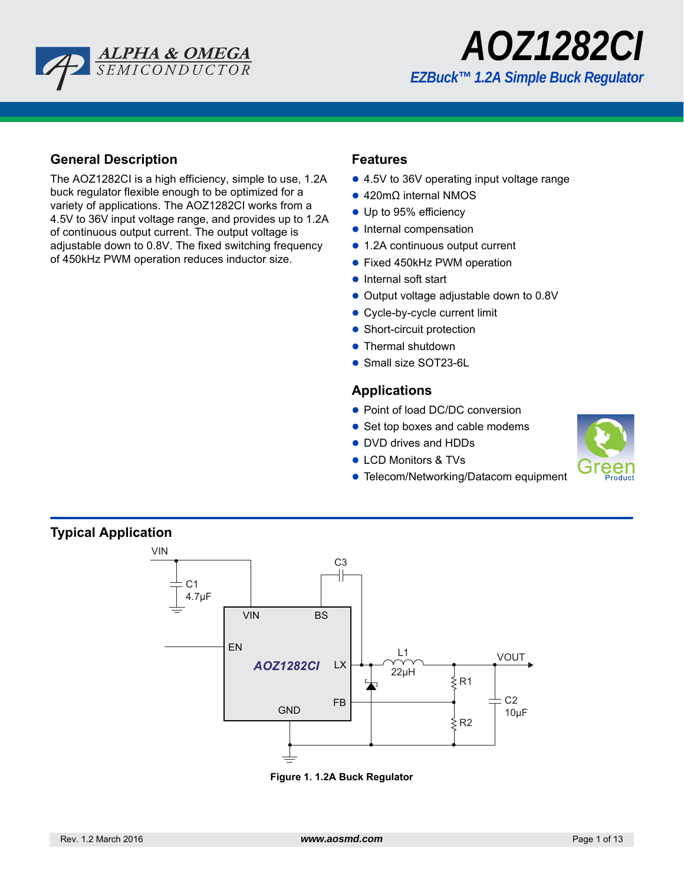# AOZ1282CI

## *EZBuck™ 1.2A Simple Buck Regulator*

## General Description

The AOZ1282CI is a high efficiency, simple to use, 1.2A buck regulator flexible enough to be optimized for a variety of applications. The AOZ1282CI works from a 4.5V to 36V input voltage range, and provides up to 1.2A of continuous output current. The output voltage is adjustable down to 0.8V. The fixed switching frequency of 450kHz PWM operation reduces inductor size.

## Features

- 4.5V to 36V operating input voltage range
- 420mΩ internal NMOS
- Up to 95% efficiency
- Internal compensation
- 1.2A continuous output current
- Fixed 450kHz PWM operation
- Internal soft start
- Output voltage adjustable down to 0.8V
- Cycle-by-cycle current limit
- Short-circuit protection
- Thermal shutdown
- Small size SOT23-6L

## Applications

- Point of load DC/DC conversion
- Set top boxes and cable modems
- DVD drives and HDDs
- LCD Monitors & TVs
- Telecom/Networking/Datacom equipment

## Typical Application

**Figure 1. 1.2A Buck Regulator**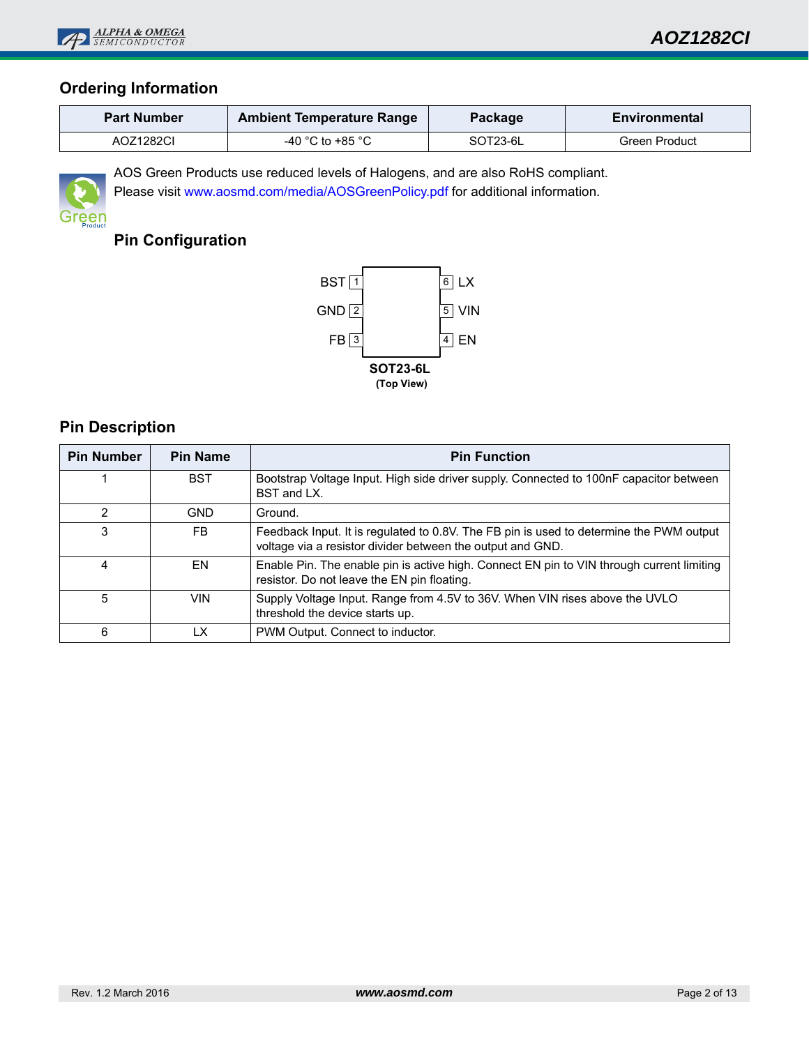## Ordering Information

| Part Number | Ambient Temperature Range | Package | Environmental |
|---|---|---|---|
| AOZ1282CI | -40 °C to +85 °C | SOT23-6L | Green Product |

AOS Green Products use reduced levels of Halogens, and are also RoHS compliant.
Please visit www.aosmd.com/media/AOSGreenPolicy.pdf for additional information.

## Pin Configuration

| Pin | Name | | Pin | Name |
|---|---|---|---|---|
| 1 | BST | | 6 | LX |
| 2 | GND | | 5 | VIN |
| 3 | FB | | 4 | EN |

**SOT23-6L**
**(Top View)**

## Pin Description

| Pin Number | Pin Name | Pin Function |
|---|---|---|
| 1 | BST | Bootstrap Voltage Input. High side driver supply. Connected to 100nF capacitor between BST and LX. |
| 2 | GND | Ground. |
| 3 | FB | Feedback Input. It is regulated to 0.8V. The FB pin is used to determine the PWM output voltage via a resistor divider between the output and GND. |
| 4 | EN | Enable Pin. The enable pin is active high. Connect EN pin to VIN through current limiting resistor. Do not leave the EN pin floating. |
| 5 | VIN | Supply Voltage Input. Range from 4.5V to 36V. When VIN rises above the UVLO threshold the device starts up. |
| 6 | LX | PWM Output. Connect to inductor. |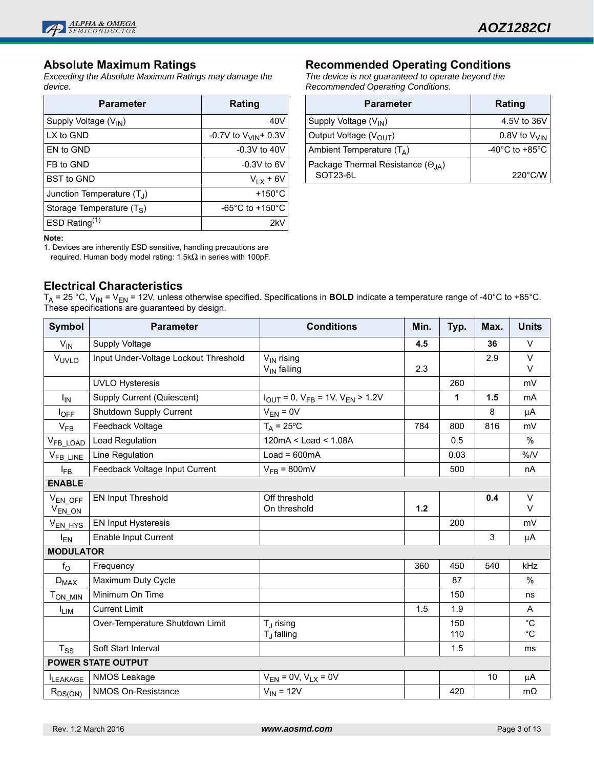## Absolute Maximum Ratings

*Exceeding the Absolute Maximum Ratings may damage the device.*

| Parameter | Rating |
|---|---|
| Supply Voltage ($V_{IN}$) | 40V |
| LX to GND | -0.7V to $V_{VIN}$+ 0.3V |
| EN to GND | -0.3V to 40V |
| FB to GND | -0.3V to 6V |
| BST to GND | $V_{LX}$ + 6V |
| Junction Temperature ($T_J$) | +150°C |
| Storage Temperature ($T_S$) | -65°C to +150°C |
| ESD Rating[1] | 2kV |

**Note:**

1. Devices are inherently ESD sensitive, handling precautions are required. Human body model rating: 1.5kΩ in series with 100pF.

## Recommended Operating Conditions

*The device is not guaranteed to operate beyond the Recommended Operating Conditions.*

| Parameter | Rating |
|---|---|
| Supply Voltage ($V_{IN}$) | 4.5V to 36V |
| Output Voltage ($V_{OUT}$) | 0.8V to $V_{VIN}$ |
| Ambient Temperature ($T_A$) | -40°C to +85°C |
| Package Thermal Resistance ($\Theta_{JA}$) SOT23-6L | 220°C/W |

## Electrical Characteristics

$T_A$ = 25 °C, $V_{IN}$ = $V_{EN}$ = 12V, unless otherwise specified. Specifications in **BOLD** indicate a temperature range of -40°C to +85°C. These specifications are guaranteed by design.

| Symbol | Parameter | Conditions | Min. | Typ. | Max. | Units |
|---|---|---|---|---|---|---|
| $V_{IN}$ | Supply Voltage | | **4.5** | | **36** | V |
| $V_{UVLO}$ | Input Under-Voltage Lockout Threshold | $V_{IN}$ rising<br>$V_{IN}$ falling | <br>2.3 | | 2.9 | V<br>V |
| | UVLO Hysteresis | | | 260 | | mV |
| $I_{IN}$ | Supply Current (Quiescent) | $I_{OUT}$ = 0, $V_{FB}$ = 1V, $V_{EN}$ > 1.2V | | **1** | **1.5** | mA |
| $I_{OFF}$ | Shutdown Supply Current | $V_{EN}$ = 0V | | | 8 | µA |
| $V_{FB}$ | Feedback Voltage | $T_A$ = 25ºC | 784 | 800 | 816 | mV |
| $V_{FB\_LOAD}$ | Load Regulation | 120mA < Load < 1.08A | | 0.5 | | % |
| $V_{FB\_LINE}$ | Line Regulation | Load = 600mA | | 0.03 | | %/V |
| $I_{FB}$ | Feedback Voltage Input Current | $V_{FB}$ = 800mV | | 500 | | nA |
| **ENABLE** | | | | | | |
| $V_{EN\_OFF}$<br>$V_{EN\_ON}$ | EN Input Threshold | Off threshold<br>On threshold | <br>**1.2** | | **0.4** | V<br>V |
| $V_{EN\_HYS}$ | EN Input Hysteresis | | | 200 | | mV |
| $I_{EN}$ | Enable Input Current | | | | 3 | µA |
| **MODULATOR** | | | | | | |
| $f_O$ | Frequency | | 360 | 450 | 540 | kHz |
| $D_{MAX}$ | Maximum Duty Cycle | | | 87 | | % |
| $T_{ON\_MIN}$ | Minimum On Time | | | 150 | | ns |
| $I_{LIM}$ | Current Limit | | 1.5 | 1.9 | | A |
| | Over-Temperature Shutdown Limit | $T_J$ rising<br>$T_J$ falling | | 150<br>110 | | °C<br>°C |
| $T_{SS}$ | Soft Start Interval | | | 1.5 | | ms |
| **POWER STATE OUTPUT** | | | | | | |
| $I_{LEAKAGE}$ | NMOS Leakage | $V_{EN}$ = 0V, $V_{LX}$ = 0V | | | 10 | µA |
| $R_{DS(ON)}$ | NMOS On-Resistance | $V_{IN}$ = 12V | | 420 | | mΩ |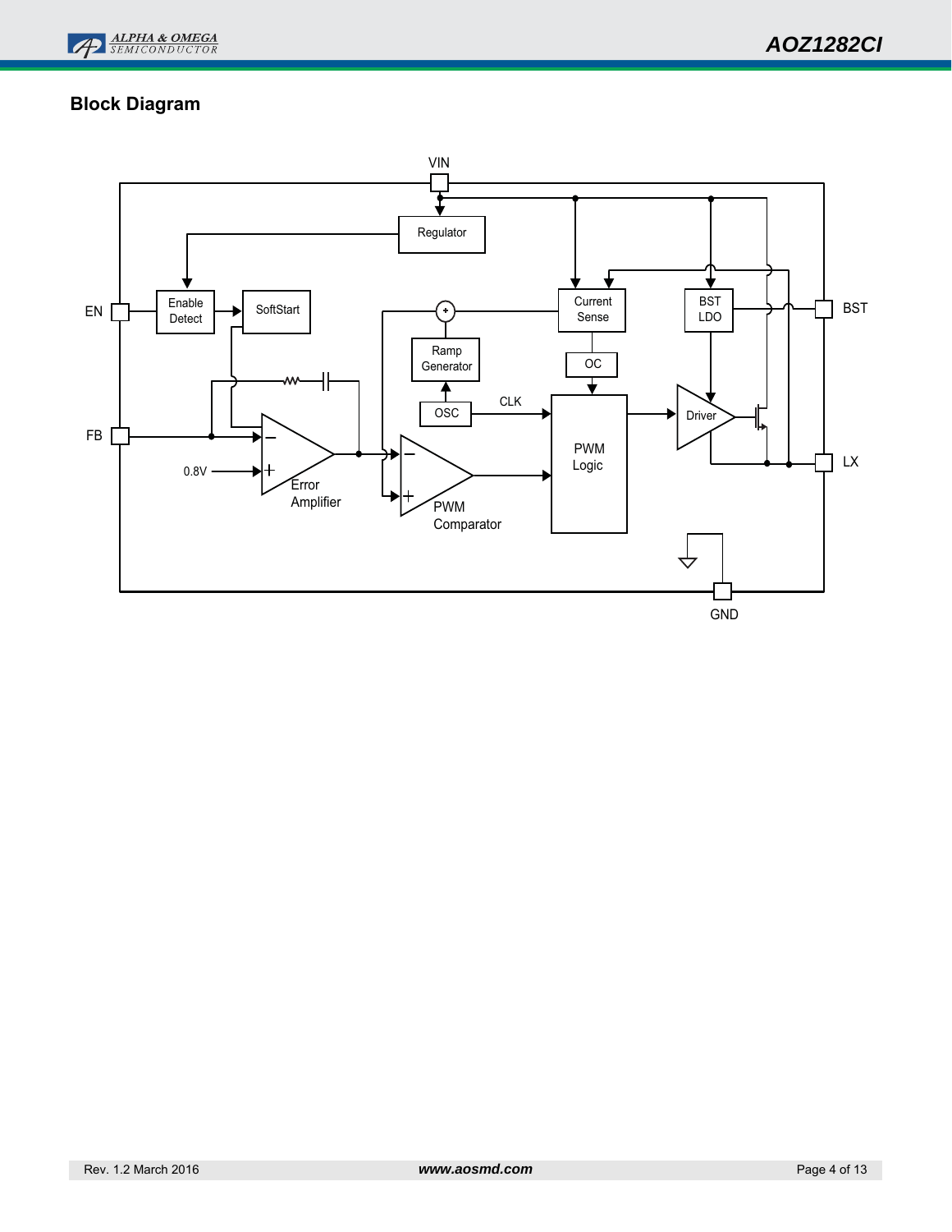## Block Diagram

VIN

Regulator

EN

Enable Detect

SoftStart

Current Sense

BST LDO

BST

Ramp Generator

OC

OSC

CLK

FB

Driver

PWM Logic

0.8V

Error Amplifier

PWM Comparator

LX

GND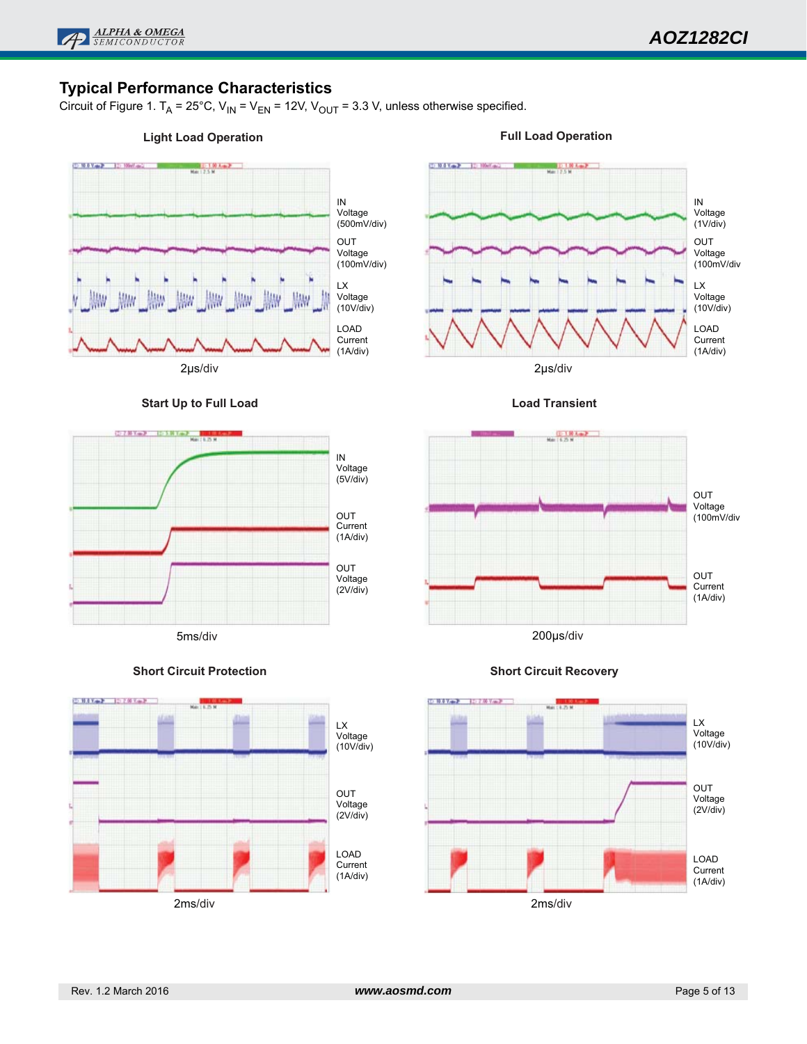## Typical Performance Characteristics

Circuit of Figure 1. $T_A$ = 25°C, $V_{IN}$ = $V_{EN}$ = 12V, $V_{OUT}$ = 3.3 V, unless otherwise specified.

**Light Load Operation**

IN Voltage (500mV/div)
OUT Voltage (100mV/div)
LX Voltage (10V/div)
LOAD Current (1A/div)

2μs/div

**Full Load Operation**

IN Voltage (1V/div)
OUT Voltage (100mV/div
LX Voltage (10V/div)
LOAD Current (1A/div)

2μs/div

**Start Up to Full Load**

IN Voltage (5V/div)
OUT Current (1A/div)
OUT Voltage (2V/div)

5ms/div

**Load Transient**

OUT Voltage (100mV/div
OUT Current (1A/div)

200μs/div

**Short Circuit Protection**

LX Voltage (10V/div)
OUT Voltage (2V/div)
LOAD Current (1A/div)

2ms/div

**Short Circuit Recovery**

LX Voltage (10V/div)
OUT Voltage (2V/div)
LOAD Current (1A/div)

2ms/div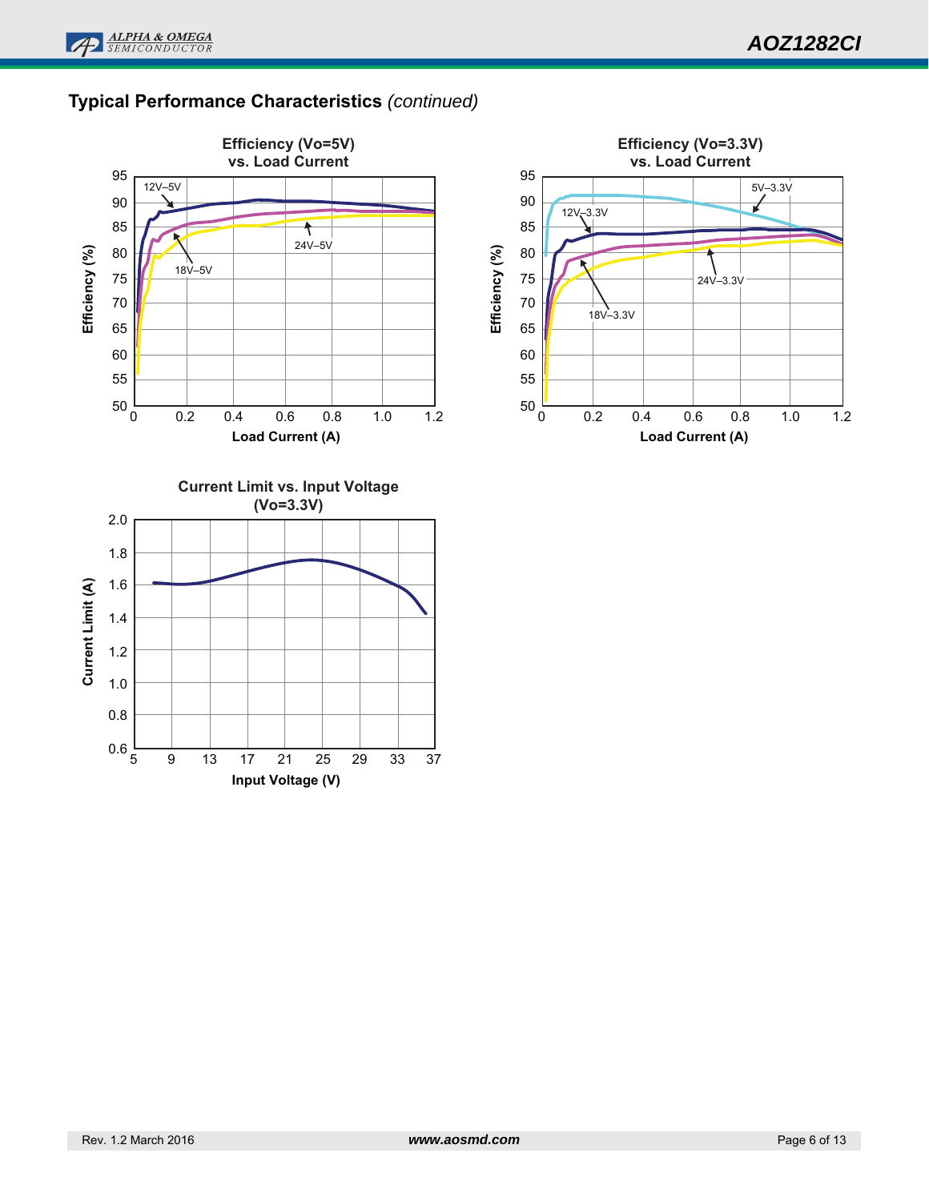## Typical Performance Characteristics *(continued)*

**Efficiency (Vo=5V) vs. Load Current**

Efficiency (%)

95, 90, 85, 80, 75, 70, 65, 60, 55, 50

12V–5V

18V–5V

24V–5V

0, 0.2, 0.4, 0.6, 0.8, 1.0, 1.2

Load Current (A)

**Efficiency (Vo=3.3V) vs. Load Current**

Efficiency (%)

95, 90, 85, 80, 75, 70, 65, 60, 55, 50

5V–3.3V

12V–3.3V

18V–3.3V

24V–3.3V

0, 0.2, 0.4, 0.6, 0.8, 1.0, 1.2

Load Current (A)

**Current Limit vs. Input Voltage (Vo=3.3V)**

Current Limit (A)

2.0, 1.8, 1.6, 1.4, 1.2, 1.0, 0.8, 0.6

5, 9, 13, 17, 21, 25, 29, 33, 37

Input Voltage (V)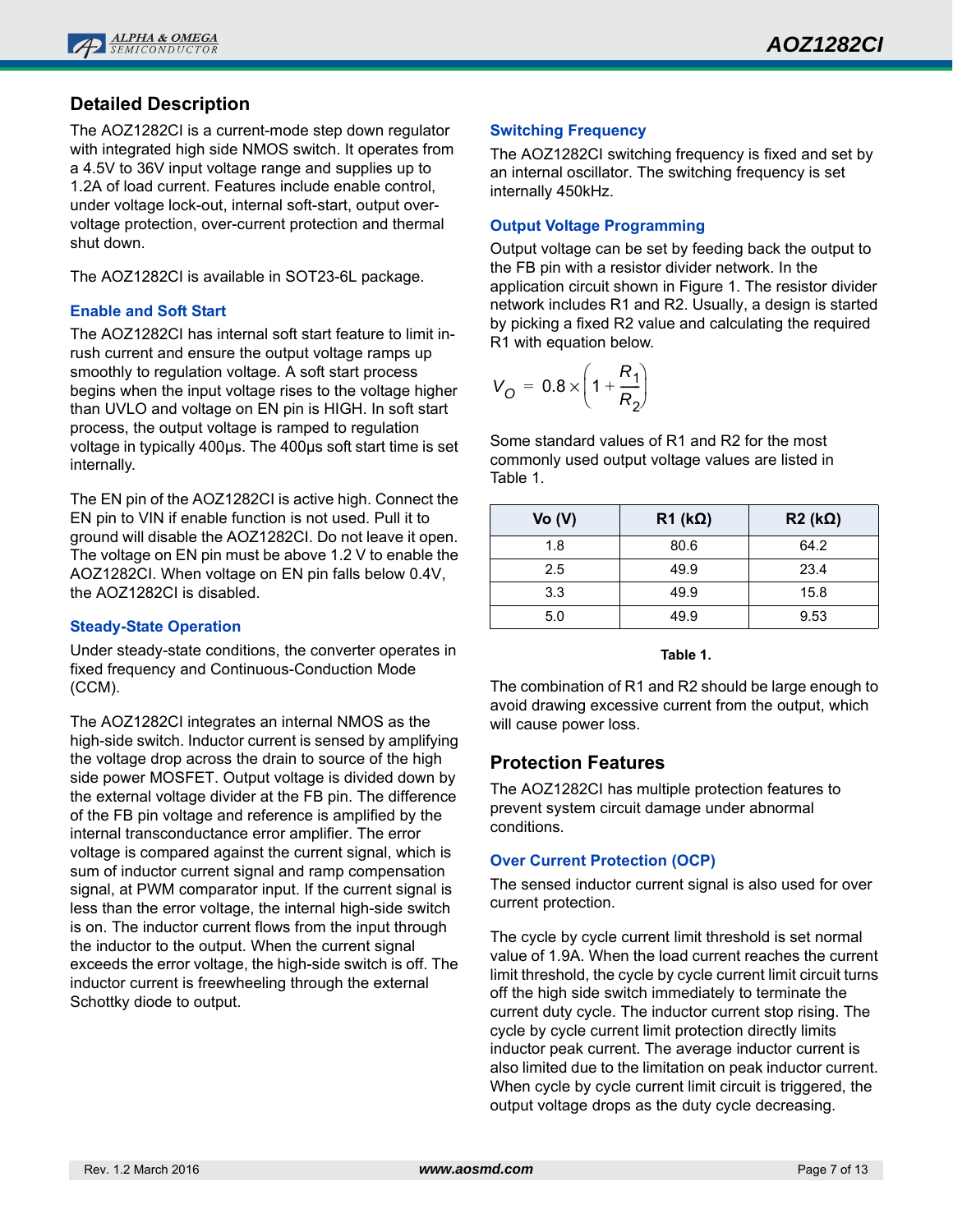## Detailed Description

The AOZ1282CI is a current-mode step down regulator with integrated high side NMOS switch. It operates from a 4.5V to 36V input voltage range and supplies up to 1.2A of load current. Features include enable control, under voltage lock-out, internal soft-start, output over-voltage protection, over-current protection and thermal shut down.

The AOZ1282CI is available in SOT23-6L package.

### Enable and Soft Start

The AOZ1282CI has internal soft start feature to limit in-rush current and ensure the output voltage ramps up smoothly to regulation voltage. A soft start process begins when the input voltage rises to the voltage higher than UVLO and voltage on EN pin is HIGH. In soft start process, the output voltage is ramped to regulation voltage in typically 400µs. The 400µs soft start time is set internally.

The EN pin of the AOZ1282CI is active high. Connect the EN pin to VIN if enable function is not used. Pull it to ground will disable the AOZ1282CI. Do not leave it open. The voltage on EN pin must be above 1.2 V to enable the AOZ1282CI. When voltage on EN pin falls below 0.4V, the AOZ1282CI is disabled.

### Steady-State Operation

Under steady-state conditions, the converter operates in fixed frequency and Continuous-Conduction Mode (CCM).

The AOZ1282CI integrates an internal NMOS as the high-side switch. Inductor current is sensed by amplifying the voltage drop across the drain to source of the high side power MOSFET. Output voltage is divided down by the external voltage divider at the FB pin. The difference of the FB pin voltage and reference is amplified by the internal transconductance error amplifier. The error voltage is compared against the current signal, which is sum of inductor current signal and ramp compensation signal, at PWM comparator input. If the current signal is less than the error voltage, the internal high-side switch is on. The inductor current flows from the input through the inductor to the output. When the current signal exceeds the error voltage, the high-side switch is off. The inductor current is freewheeling through the external Schottky diode to output.

### Switching Frequency

The AOZ1282CI switching frequency is fixed and set by an internal oscillator. The switching frequency is set internally 450kHz.

### Output Voltage Programming

Output voltage can be set by feeding back the output to the FB pin with a resistor divider network. In the application circuit shown in Figure 1. The resistor divider network includes R1 and R2. Usually, a design is started by picking a fixed R2 value and calculating the required R1 with equation below.

$$V_O = 0.8 \times \left(1 + \frac{R_1}{R_2}\right)$$

Some standard values of R1 and R2 for the most commonly used output voltage values are listed in Table 1.

| Vo (V) | R1 (kΩ) | R2 (kΩ) |
|---|---|---|
| 1.8 | 80.6 | 64.2 |
| 2.5 | 49.9 | 23.4 |
| 3.3 | 49.9 | 15.8 |
| 5.0 | 49.9 | 9.53 |

**Table 1.**

The combination of R1 and R2 should be large enough to avoid drawing excessive current from the output, which will cause power loss.

## Protection Features

The AOZ1282CI has multiple protection features to prevent system circuit damage under abnormal conditions.

### Over Current Protection (OCP)

The sensed inductor current signal is also used for over current protection.

The cycle by cycle current limit threshold is set normal value of 1.9A. When the load current reaches the current limit threshold, the cycle by cycle current limit circuit turns off the high side switch immediately to terminate the current duty cycle. The inductor current stop rising. The cycle by cycle current limit protection directly limits inductor peak current. The average inductor current is also limited due to the limitation on peak inductor current. When cycle by cycle current limit circuit is triggered, the output voltage drops as the duty cycle decreasing.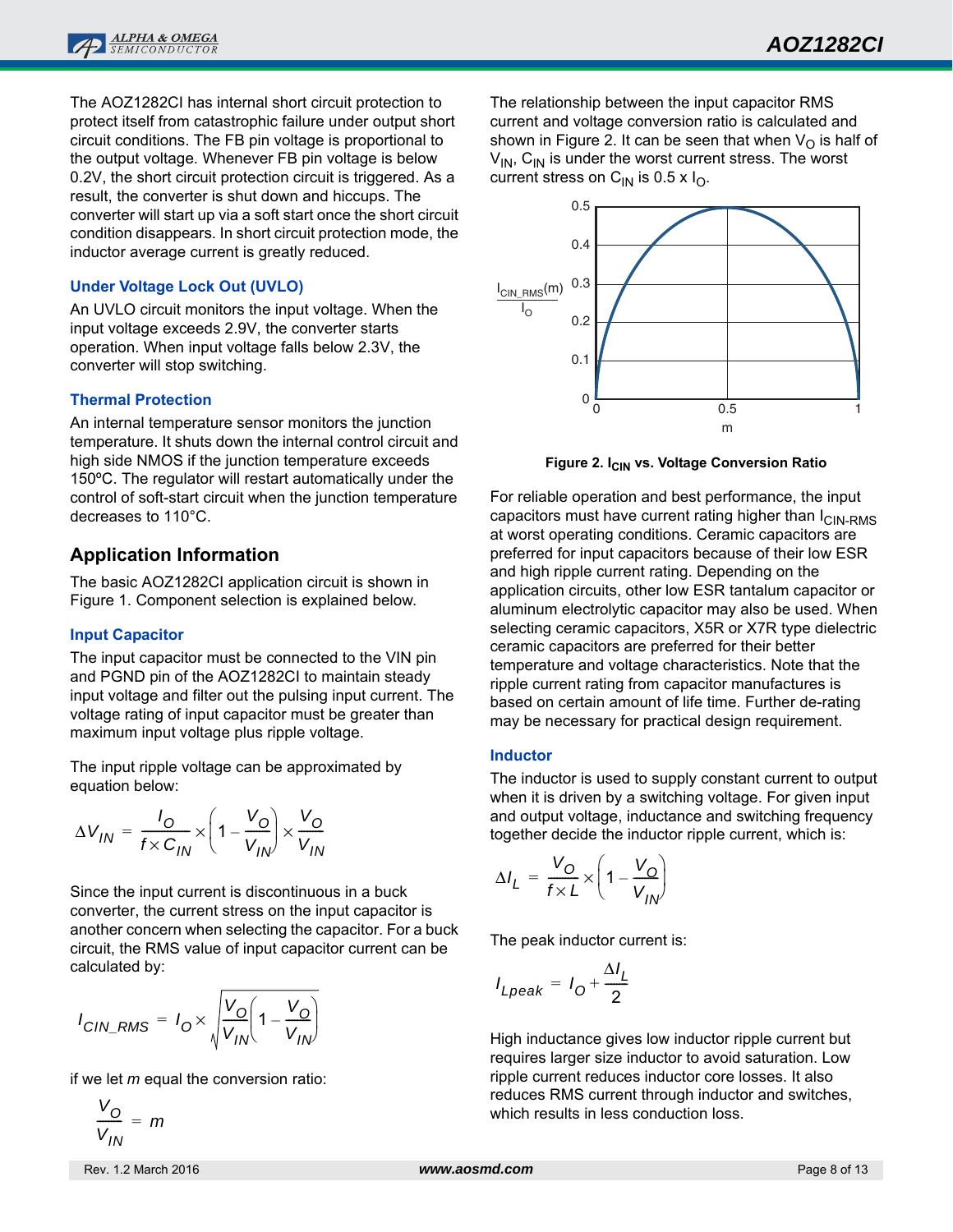The AOZ1282CI has internal short circuit protection to protect itself from catastrophic failure under output short circuit conditions. The FB pin voltage is proportional to the output voltage. Whenever FB pin voltage is below 0.2V, the short circuit protection circuit is triggered. As a result, the converter is shut down and hiccups. The converter will start up via a soft start once the short circuit condition disappears. In short circuit protection mode, the inductor average current is greatly reduced.

### Under Voltage Lock Out (UVLO)

An UVLO circuit monitors the input voltage. When the input voltage exceeds 2.9V, the converter starts operation. When input voltage falls below 2.3V, the converter will stop switching.

### Thermal Protection

An internal temperature sensor monitors the junction temperature. It shuts down the internal control circuit and high side NMOS if the junction temperature exceeds 150ºC. The regulator will restart automatically under the control of soft-start circuit when the junction temperature decreases to 110°C.

## Application Information

The basic AOZ1282CI application circuit is shown in Figure 1. Component selection is explained below.

### Input Capacitor

The input capacitor must be connected to the VIN pin and PGND pin of the AOZ1282CI to maintain steady input voltage and filter out the pulsing input current. The voltage rating of input capacitor must be greater than maximum input voltage plus ripple voltage.

The input ripple voltage can be approximated by equation below:

$$\Delta V_{IN} = \frac{I_O}{f \times C_{IN}} \times \left(1 - \frac{V_O}{V_{IN}}\right) \times \frac{V_O}{V_{IN}}$$

Since the input current is discontinuous in a buck converter, the current stress on the input capacitor is another concern when selecting the capacitor. For a buck circuit, the RMS value of input capacitor current can be calculated by:

$$I_{CIN\_RMS} = I_O \times \sqrt{\frac{V_O}{V_{IN}}\left(1 - \frac{V_O}{V_{IN}}\right)}$$

if we let *m* equal the conversion ratio:

$$\frac{V_O}{V_{IN}} = m$$

The relationship between the input capacitor RMS current and voltage conversion ratio is calculated and shown in Figure 2. It can be seen that when $V_O$ is half of $V_{IN}$, $C_{IN}$ is under the worst current stress. The worst current stress on $C_{IN}$ is 0.5 x $I_O$.

**Figure 2. $I_{CIN}$ vs. Voltage Conversion Ratio**

For reliable operation and best performance, the input capacitors must have current rating higher than $I_{CIN-RMS}$ at worst operating conditions. Ceramic capacitors are preferred for input capacitors because of their low ESR and high ripple current rating. Depending on the application circuits, other low ESR tantalum capacitor or aluminum electrolytic capacitor may also be used. When selecting ceramic capacitors, X5R or X7R type dielectric ceramic capacitors are preferred for their better temperature and voltage characteristics. Note that the ripple current rating from capacitor manufactures is based on certain amount of life time. Further de-rating may be necessary for practical design requirement.

### Inductor

The inductor is used to supply constant current to output when it is driven by a switching voltage. For given input and output voltage, inductance and switching frequency together decide the inductor ripple current, which is:

$$\Delta I_L = \frac{V_O}{f \times L} \times \left(1 - \frac{V_O}{V_{IN}}\right)$$

The peak inductor current is:

$$I_{Lpeak} = I_O + \frac{\Delta I_L}{2}$$

High inductance gives low inductor ripple current but requires larger size inductor to avoid saturation. Low ripple current reduces inductor core losses. It also reduces RMS current through inductor and switches, which results in less conduction loss.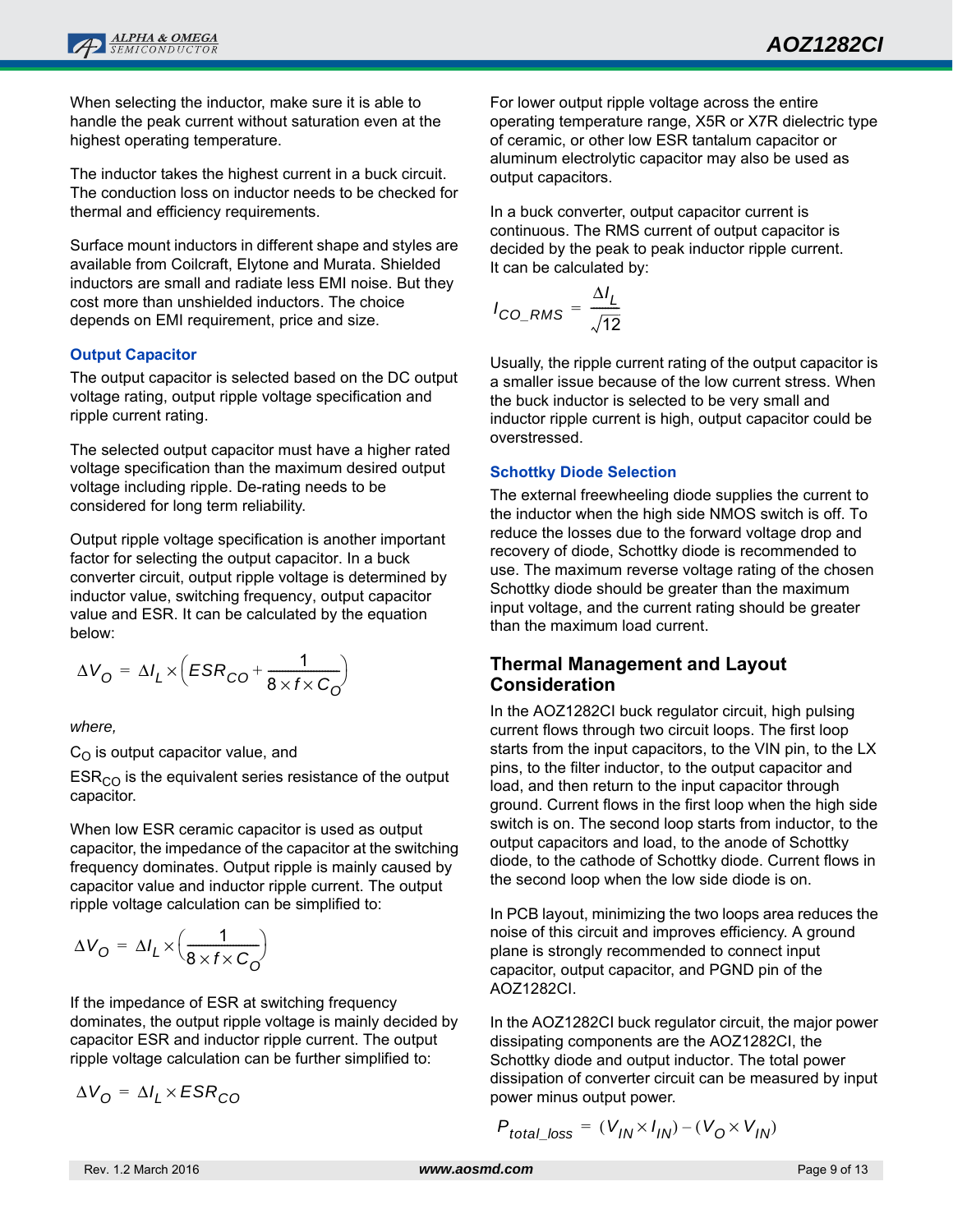When selecting the inductor, make sure it is able to handle the peak current without saturation even at the highest operating temperature.

The inductor takes the highest current in a buck circuit. The conduction loss on inductor needs to be checked for thermal and efficiency requirements.

Surface mount inductors in different shape and styles are available from Coilcraft, Elytone and Murata. Shielded inductors are small and radiate less EMI noise. But they cost more than unshielded inductors. The choice depends on EMI requirement, price and size.

### Output Capacitor

The output capacitor is selected based on the DC output voltage rating, output ripple voltage specification and ripple current rating.

The selected output capacitor must have a higher rated voltage specification than the maximum desired output voltage including ripple. De-rating needs to be considered for long term reliability.

Output ripple voltage specification is another important factor for selecting the output capacitor. In a buck converter circuit, output ripple voltage is determined by inductor value, switching frequency, output capacitor value and ESR. It can be calculated by the equation below:

$$\Delta V_O = \Delta I_L \times \left( ESR_{CO} + \frac{1}{8 \times f \times C_O} \right)$$

*where,*

$C_O$ is output capacitor value, and

$ESR_{CO}$ is the equivalent series resistance of the output capacitor.

When low ESR ceramic capacitor is used as output capacitor, the impedance of the capacitor at the switching frequency dominates. Output ripple is mainly caused by capacitor value and inductor ripple current. The output ripple voltage calculation can be simplified to:

$$\Delta V_O = \Delta I_L \times \left( \frac{1}{8 \times f \times C_O} \right)$$

If the impedance of ESR at switching frequency dominates, the output ripple voltage is mainly decided by capacitor ESR and inductor ripple current. The output ripple voltage calculation can be further simplified to:

$$\Delta V_O = \Delta I_L \times ESR_{CO}$$

For lower output ripple voltage across the entire operating temperature range, X5R or X7R dielectric type of ceramic, or other low ESR tantalum capacitor or aluminum electrolytic capacitor may also be used as output capacitors.

In a buck converter, output capacitor current is continuous. The RMS current of output capacitor is decided by the peak to peak inductor ripple current. It can be calculated by:

$$I_{CO\_RMS} = \frac{\Delta I_L}{\sqrt{12}}$$

Usually, the ripple current rating of the output capacitor is a smaller issue because of the low current stress. When the buck inductor is selected to be very small and inductor ripple current is high, output capacitor could be overstressed.

### Schottky Diode Selection

The external freewheeling diode supplies the current to the inductor when the high side NMOS switch is off. To reduce the losses due to the forward voltage drop and recovery of diode, Schottky diode is recommended to use. The maximum reverse voltage rating of the chosen Schottky diode should be greater than the maximum input voltage, and the current rating should be greater than the maximum load current.

## Thermal Management and Layout Consideration

In the AOZ1282CI buck regulator circuit, high pulsing current flows through two circuit loops. The first loop starts from the input capacitors, to the VIN pin, to the LX pins, to the filter inductor, to the output capacitor and load, and then return to the input capacitor through ground. Current flows in the first loop when the high side switch is on. The second loop starts from inductor, to the output capacitors and load, to the anode of Schottky diode, to the cathode of Schottky diode. Current flows in the second loop when the low side diode is on.

In PCB layout, minimizing the two loops area reduces the noise of this circuit and improves efficiency. A ground plane is strongly recommended to connect input capacitor, output capacitor, and PGND pin of the AOZ1282CI.

In the AOZ1282CI buck regulator circuit, the major power dissipating components are the AOZ1282CI, the Schottky diode and output inductor. The total power dissipation of converter circuit can be measured by input power minus output power.

$$P_{total\_loss} = (V_{IN} \times I_{IN}) - (V_O \times V_{IN})$$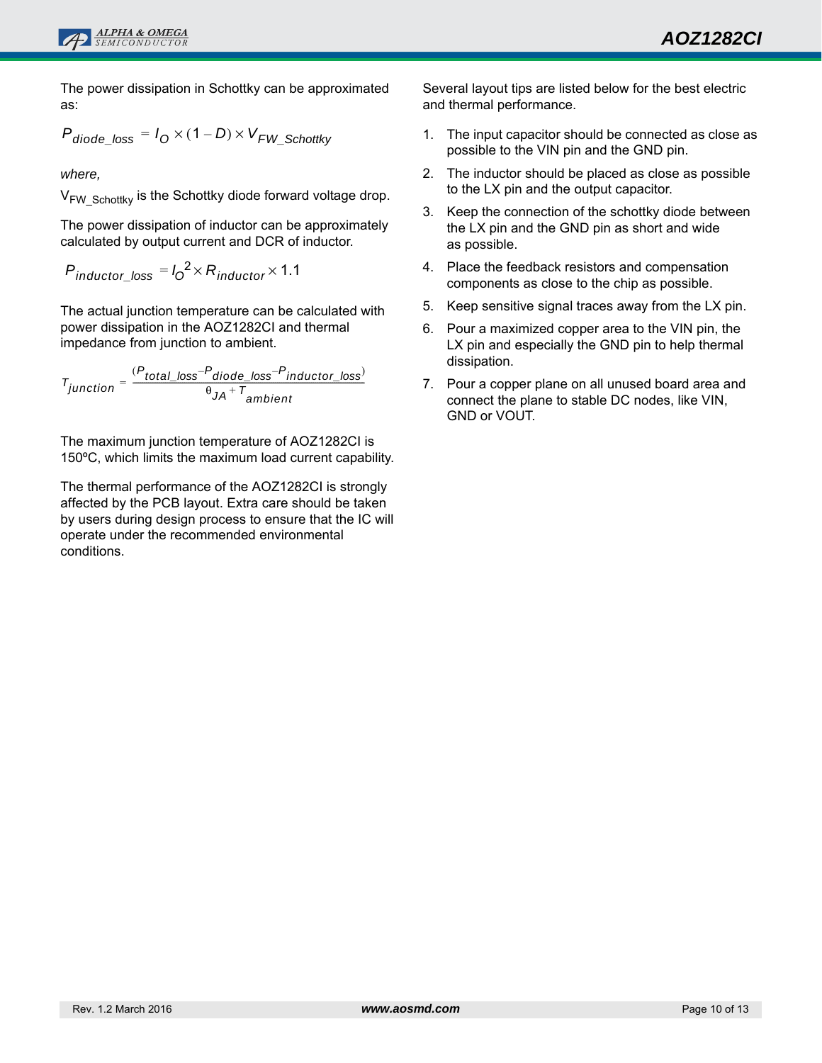The power dissipation in Schottky can be approximated as:

$$P_{diode\_loss} = I_O \times (1 - D) \times V_{FW\_Schottky}$$

*where,*

$V_{FW\_Schottky}$ is the Schottky diode forward voltage drop.

The power dissipation of inductor can be approximately calculated by output current and DCR of inductor.

$$P_{inductor\_loss} = I_O^2 \times R_{inductor} \times 1.1$$

The actual junction temperature can be calculated with power dissipation in the AOZ1282CI and thermal impedance from junction to ambient.

$$T_{junction} = \frac{(P_{total\_loss} - P_{diode\_loss} - P_{inductor\_loss})}{\theta_{JA} + T_{ambient}}$$

The maximum junction temperature of AOZ1282CI is 150ºC, which limits the maximum load current capability.

The thermal performance of the AOZ1282CI is strongly affected by the PCB layout. Extra care should be taken by users during design process to ensure that the IC will operate under the recommended environmental conditions.

Several layout tips are listed below for the best electric and thermal performance.

1. The input capacitor should be connected as close as possible to the VIN pin and the GND pin.
2. The inductor should be placed as close as possible to the LX pin and the output capacitor.
3. Keep the connection of the schottky diode between the LX pin and the GND pin as short and wide as possible.
4. Place the feedback resistors and compensation components as close to the chip as possible.
5. Keep sensitive signal traces away from the LX pin.
6. Pour a maximized copper area to the VIN pin, the LX pin and especially the GND pin to help thermal dissipation.
7. Pour a copper plane on all unused board area and connect the plane to stable DC nodes, like VIN, GND or VOUT.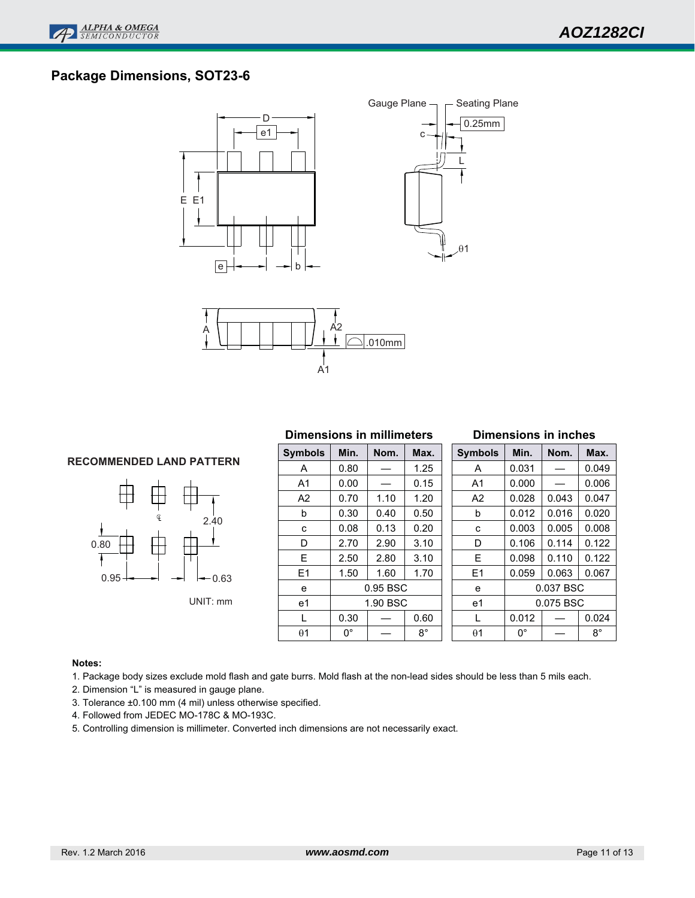## Package Dimensions, SOT23-6

Gauge Plane — Seating Plane

0.25mm

.010mm

**RECOMMENDED LAND PATTERN**

2.40

0.80

0.95

0.63

UNIT: mm

| Dimensions in millimeters | | | | Dimensions in inches | | | |
|---|---|---|---|---|---|---|---|
| **Symbols** | **Min.** | **Nom.** | **Max.** | **Symbols** | **Min.** | **Nom.** | **Max.** |
| A | 0.80 | — | 1.25 | A | 0.031 | — | 0.049 |
| A1 | 0.00 | — | 0.15 | A1 | 0.000 | — | 0.006 |
| A2 | 0.70 | 1.10 | 1.20 | A2 | 0.028 | 0.043 | 0.047 |
| b | 0.30 | 0.40 | 0.50 | b | 0.012 | 0.016 | 0.020 |
| c | 0.08 | 0.13 | 0.20 | c | 0.003 | 0.005 | 0.008 |
| D | 2.70 | 2.90 | 3.10 | D | 0.106 | 0.114 | 0.122 |
| E | 2.50 | 2.80 | 3.10 | E | 0.098 | 0.110 | 0.122 |
| E1 | 1.50 | 1.60 | 1.70 | E1 | 0.059 | 0.063 | 0.067 |
| e | 0.95 BSC | | | e | 0.037 BSC | | |
| e1 | 1.90 BSC | | | e1 | 0.075 BSC | | |
| L | 0.30 | — | 0.60 | L | 0.012 | — | 0.024 |
| θ1 | 0° | — | 8° | θ1 | 0° | — | 8° |

**Notes:**

1. Package body sizes exclude mold flash and gate burrs. Mold flash at the non-lead sides should be less than 5 mils each.
2. Dimension "L" is measured in gauge plane.
3. Tolerance ±0.100 mm (4 mil) unless otherwise specified.
4. Followed from JEDEC MO-178C & MO-193C.
5. Controlling dimension is millimeter. Converted inch dimensions are not necessarily exact.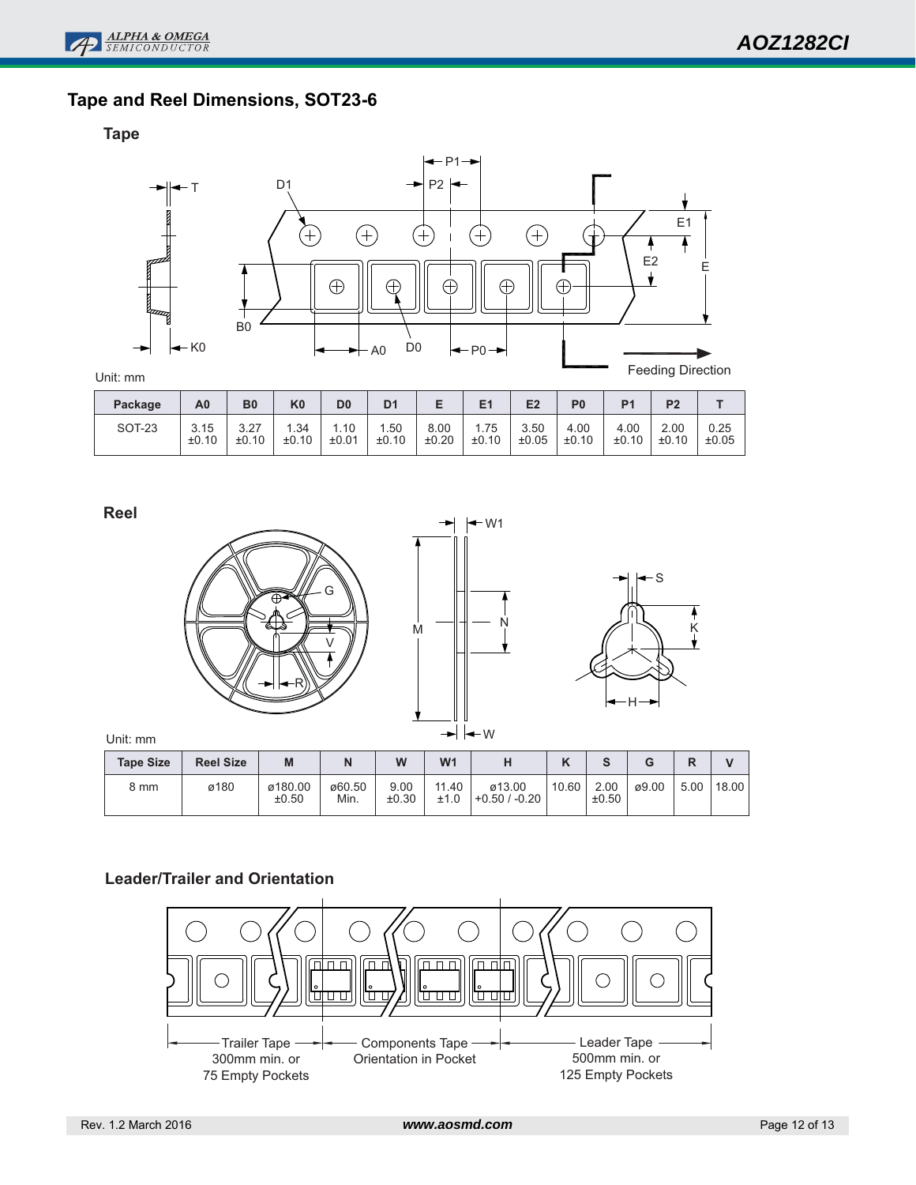## Tape and Reel Dimensions, SOT23-6

### Tape

Unit: mm

| Package | A0 | B0 | K0 | D0 | D1 | E | E1 | E2 | P0 | P1 | P2 | T |
|---|---|---|---|---|---|---|---|---|---|---|---|---|
| SOT-23 | 3.15 ±0.10 | 3.27 ±0.10 | 1.34 ±0.10 | 1.10 ±0.01 | 1.50 ±0.10 | 8.00 ±0.20 | 1.75 ±0.10 | 3.50 ±0.05 | 4.00 ±0.10 | 4.00 ±0.10 | 2.00 ±0.10 | 0.25 ±0.05 |

### Reel

Unit: mm

| Tape Size | Reel Size | M | N | W | W1 | H | K | S | G | R | V |
|---|---|---|---|---|---|---|---|---|---|---|---|
| 8 mm | ø180 | ø180.00 ±0.50 | ø60.50 Min. | 9.00 ±0.30 | 11.40 ±1.0 | ø13.00 +0.50 / -0.20 | 10.60 | 2.00 ±0.50 | ø9.00 | 5.00 | 18.00 |

### Leader/Trailer and Orientation

Trailer Tape 300mm min. or 75 Empty Pockets

Components Tape Orientation in Pocket

Leader Tape 500mm min. or 125 Empty Pockets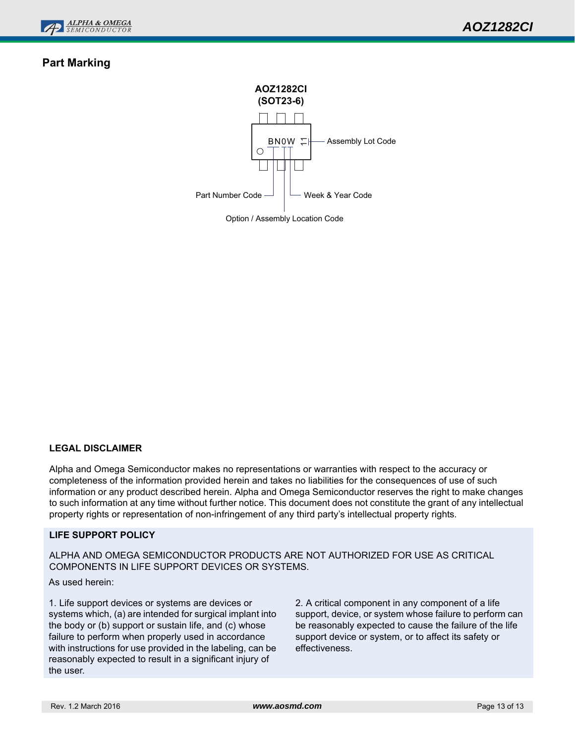## Part Marking

AOZ1282CI
(SOT23-6)

BN0W

Assembly Lot Code

Part Number Code

Week & Year Code

Option / Assembly Location Code

**LEGAL DISCLAIMER**

Alpha and Omega Semiconductor makes no representations or warranties with respect to the accuracy or completeness of the information provided herein and takes no liabilities for the consequences of use of such information or any product described herein. Alpha and Omega Semiconductor reserves the right to make changes to such information at any time without further notice. This document does not constitute the grant of any intellectual property rights or representation of non-infringement of any third party's intellectual property rights.

**LIFE SUPPORT POLICY**

ALPHA AND OMEGA SEMICONDUCTOR PRODUCTS ARE NOT AUTHORIZED FOR USE AS CRITICAL COMPONENTS IN LIFE SUPPORT DEVICES OR SYSTEMS.

As used herein:

1. Life support devices or systems are devices or systems which, (a) are intended for surgical implant into the body or (b) support or sustain life, and (c) whose failure to perform when properly used in accordance with instructions for use provided in the labeling, can be reasonably expected to result in a significant injury of the user.

2. A critical component in any component of a life support, device, or system whose failure to perform can be reasonably expected to cause the failure of the life support device or system, or to affect its safety or effectiveness.